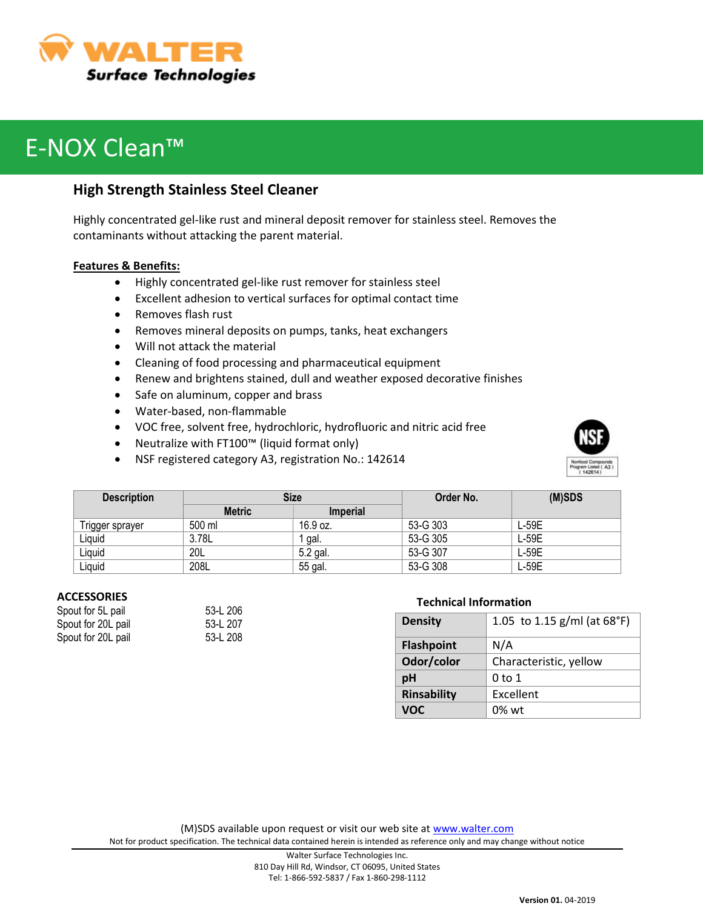# E-NOX Clean™

## High Strength Stainless Steel Cleaner

Highly concentrated gel-like rust and mineral deposit remover for stainless steel. Removes the contaminants without attacking the parent material.

**Features & Benefits:**

- Highly concentrated gel-like rust remover for stainless steel
- Excellent adhesion to vertical surfaces for optimal contact time
- Removes flash rust
- Removes mineral deposits on pumps, tanks, heat exchangers
- Will not attack the material
- Cleaning of food processing and pharmaceutical equipment
- Renew and brightens stained, dull and weather exposed decorative finishes
- Safe on aluminum, copper and brass
- Water-based, non-flammable
- VOC free, solvent free, hydrochloric, hydrofluoric and nitric acid free
- Neutralize with FT100™ (liquid format only)
- NSF registered category A3, registration No.: 142614

NSF Nonfood Compounds Program Listed ( A3 ) ( 142614 )

| Description | Size | | Order No. | (M)SDS |
|---|---|---|---|---|
| | Metric | Imperial | | |
| Trigger sprayer | 500 ml | 16.9 oz. | 53-G 303 | L-59E |
| Liquid | 3.78L | 1 gal. | 53-G 305 | L-59E |
| Liquid | 20L | 5.2 gal. | 53-G 307 | L-59E |
| Liquid | 208L | 55 gal. | 53-G 308 | L-59E |

**ACCESSORIES**

| | |
|---|---|
| Spout for 5L pail | 53-L 206 |
| Spout for 20L pail | 53-L 207 |
| Spout for 20L pail | 53-L 208 |

**Technical Information**

| | |
|---|---|
| **Density** | 1.05 to 1.15 g/ml (at 68°F) |
| **Flashpoint** | N/A |
| **Odor/color** | Characteristic, yellow |
| **pH** | 0 to 1 |
| **Rinsability** | Excellent |
| **VOC** | 0% wt |

(M)SDS available upon request or visit our web site at www.walter.com

Not for product specification. The technical data contained herein is intended as reference only and may change without notice

Walter Surface Technologies Inc.
810 Day Hill Rd, Windsor, CT 06095, United States
Tel: 1-866-592-5837 / Fax 1-860-298-1112

**Version 01.** 04-2019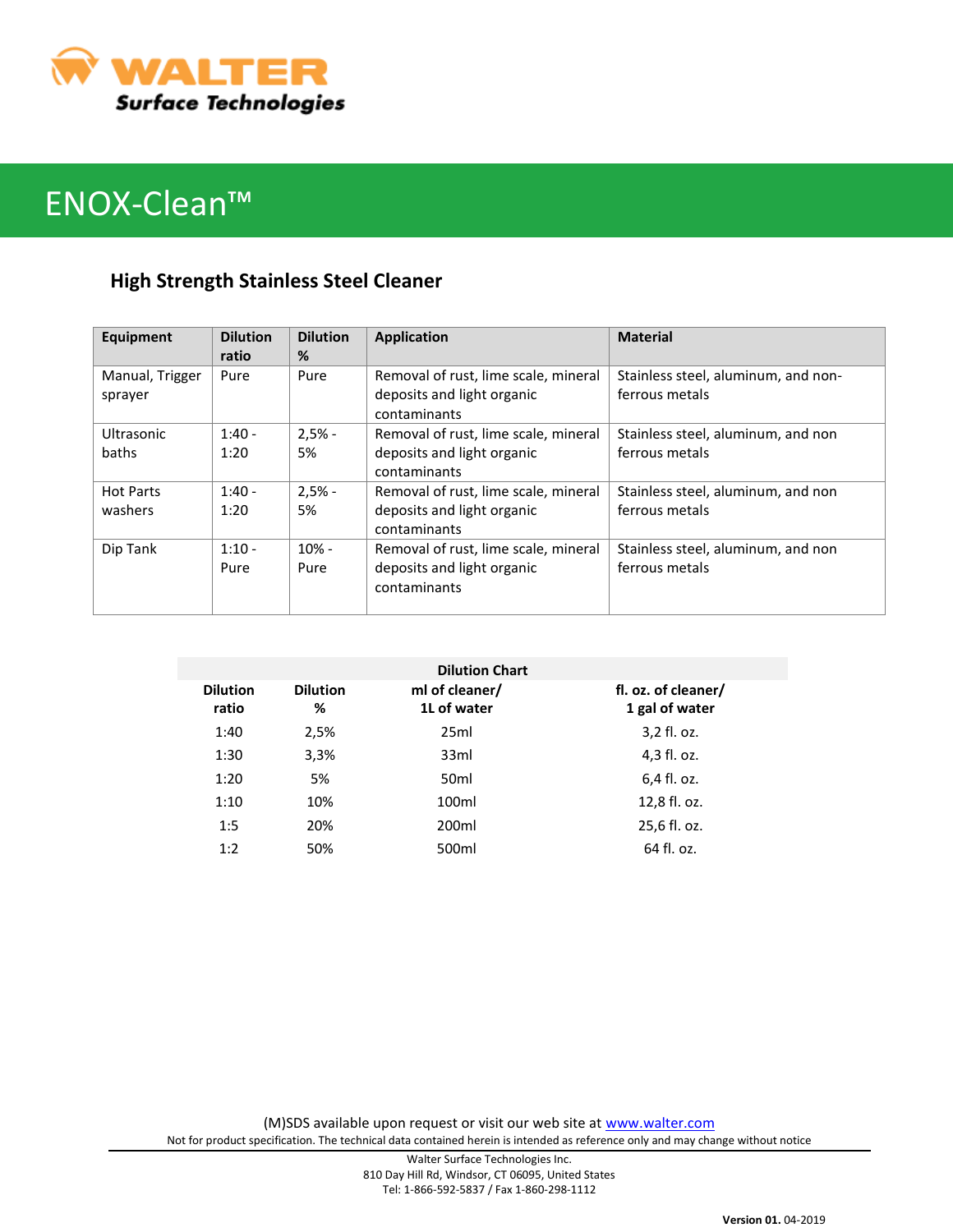# ENOX-Clean™

## High Strength Stainless Steel Cleaner

| Equipment | Dilution ratio | Dilution % | Application | Material |
|---|---|---|---|---|
| Manual, Trigger sprayer | Pure | Pure | Removal of rust, lime scale, mineral deposits and light organic contaminants | Stainless steel, aluminum, and non-ferrous metals |
| Ultrasonic baths | 1:40 - 1:20 | 2,5% - 5% | Removal of rust, lime scale, mineral deposits and light organic contaminants | Stainless steel, aluminum, and non ferrous metals |
| Hot Parts washers | 1:40 - 1:20 | 2,5% - 5% | Removal of rust, lime scale, mineral deposits and light organic contaminants | Stainless steel, aluminum, and non ferrous metals |
| Dip Tank | 1:10 - Pure | 10% - Pure | Removal of rust, lime scale, mineral deposits and light organic contaminants | Stainless steel, aluminum, and non ferrous metals |

**Dilution Chart**

| Dilution ratio | Dilution % | ml of cleaner/ 1L of water | fl. oz. of cleaner/ 1 gal of water |
|---|---|---|---|
| 1:40 | 2,5% | 25ml | 3,2 fl. oz. |
| 1:30 | 3,3% | 33ml | 4,3 fl. oz. |
| 1:20 | 5% | 50ml | 6,4 fl. oz. |
| 1:10 | 10% | 100ml | 12,8 fl. oz. |
| 1:5 | 20% | 200ml | 25,6 fl. oz. |
| 1:2 | 50% | 500ml | 64 fl. oz. |

(M)SDS available upon request or visit our web site at www.walter.com

Not for product specification. The technical data contained herein is intended as reference only and may change without notice

Walter Surface Technologies Inc.
810 Day Hill Rd, Windsor, CT 06095, United States
Tel: 1-866-592-5837 / Fax 1-860-298-1112

**Version 01.** 04-2019